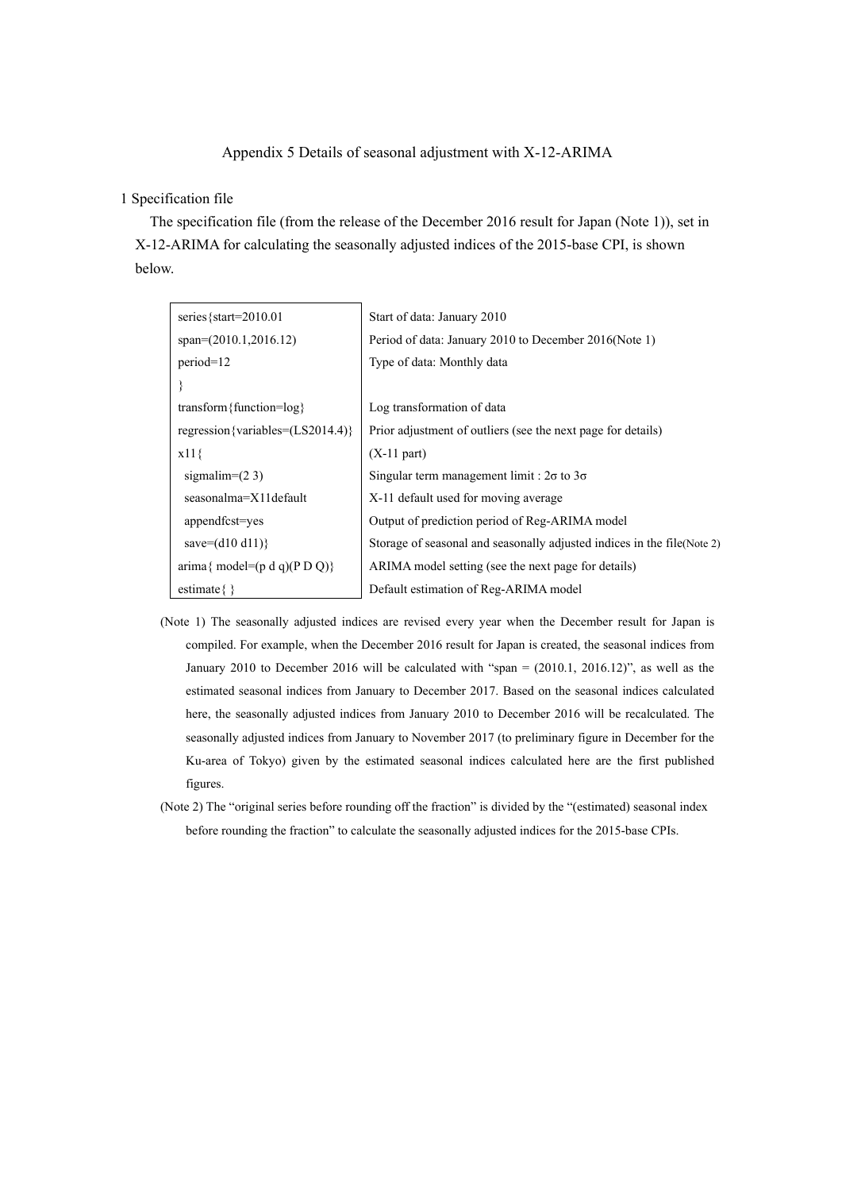# Appendix 5 Details of seasonal adjustment with X-12-ARIMA

## 1 Specification file

The specification file (from the release of the December 2016 result for Japan (Note 1)), set in X-12-ARIMA for calculating the seasonally adjusted indices of the 2015-base CPI, is shown below.

| Specification | Description |
|---|---|
| series{start=2010.01 | Start of data: January 2010 |
| span=(2010.1,2016.12) | Period of data: January 2010 to December 2016(Note 1) |
| period=12 | Type of data: Monthly data |
| } | |
| transform{function=log} | Log transformation of data |
| regression{variables=(LS2014.4)} | Prior adjustment of outliers (see the next page for details) |
| x11{ | (X-11 part) |
| sigmalim=(2 3) | Singular term management limit : 2σ to 3σ |
| seasonalma=X11default | X-11 default used for moving average |
| appendfcst=yes | Output of prediction period of Reg-ARIMA model |
| save=(d10 d11)} | Storage of seasonal and seasonally adjusted indices in the file(Note 2) |
| arima{ model=(p d q)(P D Q)} | ARIMA model setting (see the next page for details) |
| estimate{ } | Default estimation of Reg-ARIMA model |

(Note 1) The seasonally adjusted indices are revised every year when the December result for Japan is compiled. For example, when the December 2016 result for Japan is created, the seasonal indices from January 2010 to December 2016 will be calculated with "span = (2010.1, 2016.12)", as well as the estimated seasonal indices from January to December 2017. Based on the seasonal indices calculated here, the seasonally adjusted indices from January 2010 to December 2016 will be recalculated. The seasonally adjusted indices from January to November 2017 (to preliminary figure in December for the Ku-area of Tokyo) given by the estimated seasonal indices calculated here are the first published figures.

(Note 2) The "original series before rounding off the fraction" is divided by the "(estimated) seasonal index before rounding the fraction" to calculate the seasonally adjusted indices for the 2015-base CPIs.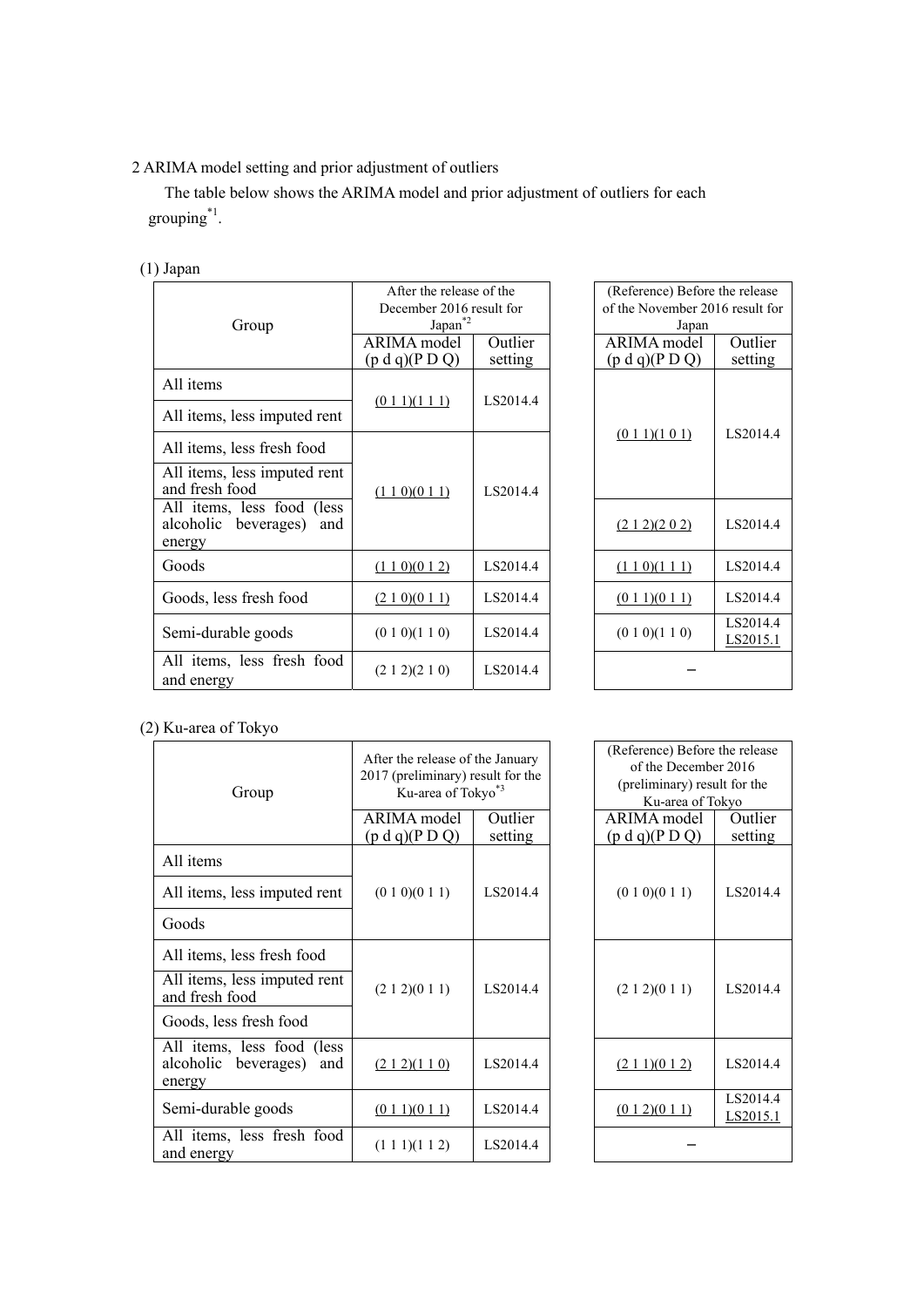## 2 ARIMA model setting and prior adjustment of outliers

The table below shows the ARIMA model and prior adjustment of outliers for each grouping[*1].

(1) Japan

| Group | After the release of the December 2016 result for Japan[*2] | | (Reference) Before the release of the November 2016 result for Japan | |
|---|---|---|---|---|
| | ARIMA model (p d q)(P D Q) | Outlier setting | ARIMA model (p d q)(P D Q) | Outlier setting |
| All items | (0 1 1)(1 1 1) | LS2014.4 | (0 1 1)(1 0 1) | LS2014.4 |
| All items, less imputed rent | (0 1 1)(1 1 1) | LS2014.4 | (0 1 1)(1 0 1) | LS2014.4 |
| All items, less fresh food | (1 1 0)(0 1 1) | LS2014.4 | (0 1 1)(1 0 1) | LS2014.4 |
| All items, less imputed rent and fresh food | (1 1 0)(0 1 1) | LS2014.4 | (0 1 1)(1 0 1) | LS2014.4 |
| All items, less food (less alcoholic beverages) and energy | (1 1 0)(0 1 1) | LS2014.4 | (2 1 2)(2 0 2) | LS2014.4 |
| Goods | (1 1 0)(0 1 2) | LS2014.4 | (1 1 0)(1 1 1) | LS2014.4 |
| Goods, less fresh food | (2 1 0)(0 1 1) | LS2014.4 | (0 1 1)(0 1 1) | LS2014.4 |
| Semi-durable goods | (0 1 0)(1 1 0) | LS2014.4 | (0 1 0)(1 1 0) | LS2014.4<br>LS2015.1 |
| All items, less fresh food and energy | (2 1 2)(2 1 0) | LS2014.4 | – | |

(2) Ku-area of Tokyo

| Group | After the release of the January 2017 (preliminary) result for the Ku-area of Tokyo[*3] | | (Reference) Before the release of the December 2016 (preliminary) result for the Ku-area of Tokyo | |
|---|---|---|---|---|
| | ARIMA model (p d q)(P D Q) | Outlier setting | ARIMA model (p d q)(P D Q) | Outlier setting |
| All items | (0 1 0)(0 1 1) | LS2014.4 | (0 1 0)(0 1 1) | LS2014.4 |
| All items, less imputed rent | (0 1 0)(0 1 1) | LS2014.4 | (0 1 0)(0 1 1) | LS2014.4 |
| Goods | (0 1 0)(0 1 1) | LS2014.4 | (0 1 0)(0 1 1) | LS2014.4 |
| All items, less fresh food | (2 1 2)(0 1 1) | LS2014.4 | (2 1 2)(0 1 1) | LS2014.4 |
| All items, less imputed rent and fresh food | (2 1 2)(0 1 1) | LS2014.4 | (2 1 2)(0 1 1) | LS2014.4 |
| Goods, less fresh food | (2 1 2)(0 1 1) | LS2014.4 | (2 1 2)(0 1 1) | LS2014.4 |
| All items, less food (less alcoholic beverages) and energy | (2 1 2)(1 1 0) | LS2014.4 | (2 1 1)(0 1 2) | LS2014.4 |
| Semi-durable goods | (0 1 1)(0 1 1) | LS2014.4 | (0 1 2)(0 1 1) | LS2014.4<br>LS2015.1 |
| All items, less fresh food and energy | (1 1 1)(1 1 2) | LS2014.4 | – | |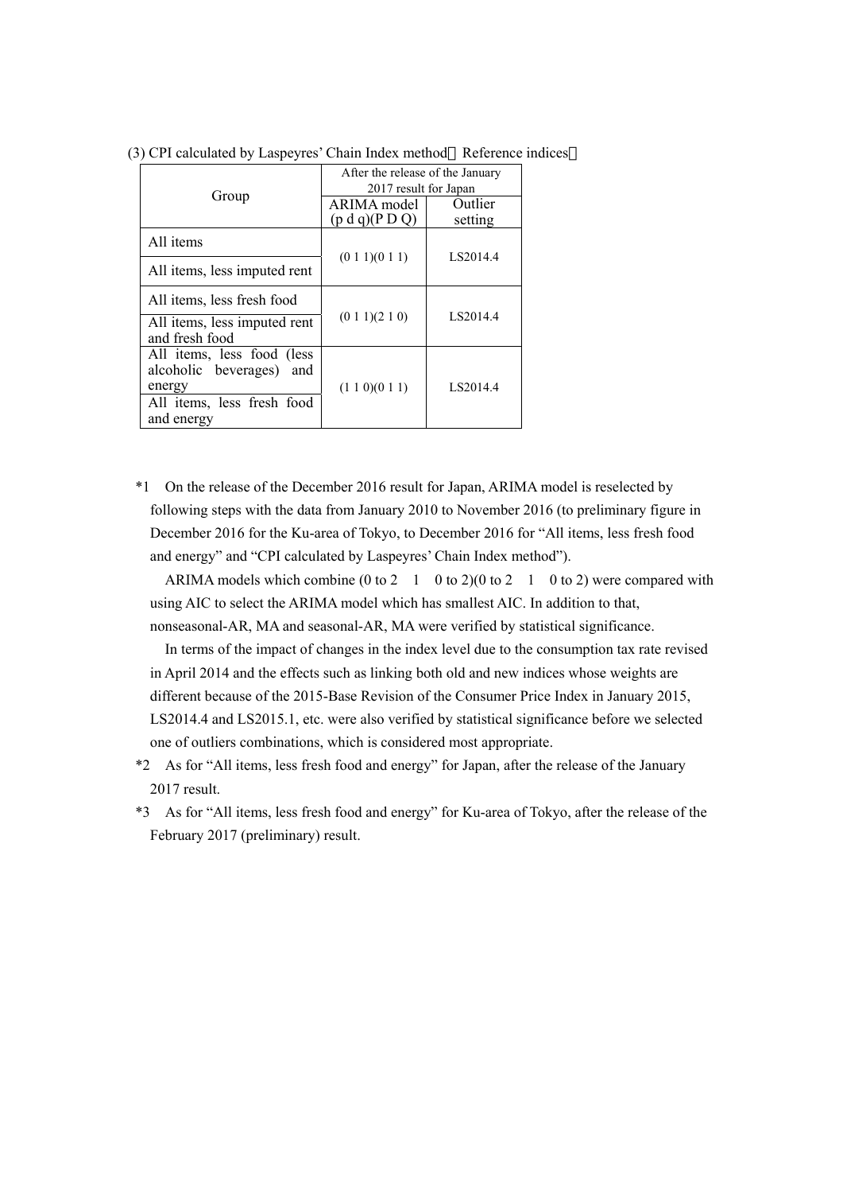(3) CPI calculated by Laspeyres' Chain Index method（Reference indices）

| Group | After the release of the January 2017 result for Japan | |
|---|---|---|
| | ARIMA model (p d q)(P D Q) | Outlier setting |
| All items | (0 1 1)(0 1 1) | LS2014.4 |
| All items, less imputed rent | | |
| All items, less fresh food | (0 1 1)(2 1 0) | LS2014.4 |
| All items, less imputed rent and fresh food | | |
| All items, less food (less alcoholic beverages) and energy | (1 1 0)(0 1 1) | LS2014.4 |
| All items, less fresh food and energy | | |

*1　On the release of the December 2016 result for Japan, ARIMA model is reselected by following steps with the data from January 2010 to November 2016 (to preliminary figure in December 2016 for the Ku-area of Tokyo, to December 2016 for "All items, less fresh food and energy" and "CPI calculated by Laspeyres' Chain Index method").

ARIMA models which combine (0 to 2　1　0 to 2)(0 to 2　1　0 to 2) were compared with using AIC to select the ARIMA model which has smallest AIC. In addition to that, nonseasonal-AR, MA and seasonal-AR, MA were verified by statistical significance.

In terms of the impact of changes in the index level due to the consumption tax rate revised in April 2014 and the effects such as linking both old and new indices whose weights are different because of the 2015-Base Revision of the Consumer Price Index in January 2015, LS2014.4 and LS2015.1, etc. were also verified by statistical significance before we selected one of outliers combinations, which is considered most appropriate.

*2　As for "All items, less fresh food and energy" for Japan, after the release of the January 2017 result.

*3　As for "All items, less fresh food and energy" for Ku-area of Tokyo, after the release of the February 2017 (preliminary) result.